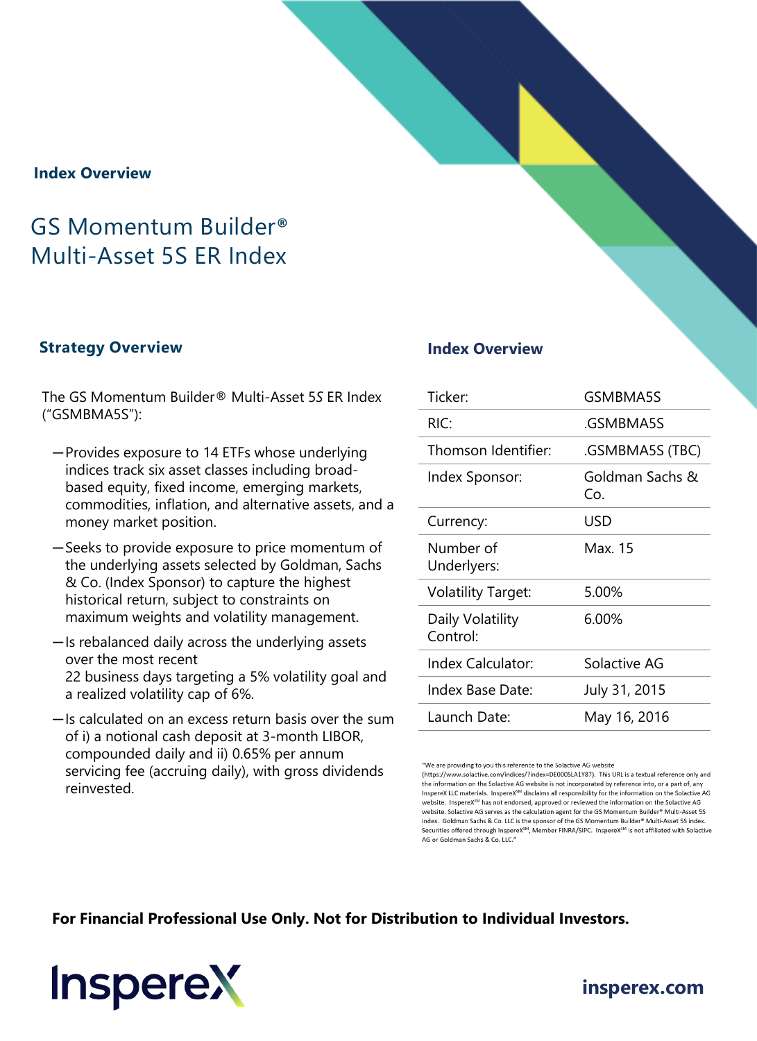## Index Overview

# GS Momentum Builder® Multi-Asset 5S ER Index

### Strategy Overview

The GS Momentum Builder® Multi-Asset 5S ER Index ("GSMBMA5S"):

- Provides exposure to 14 ETFs whose underlying indices track six asset classes including broad-based equity, fixed income, emerging markets, commodities, inflation, and alternative assets, and a money market position.
- Seeks to provide exposure to price momentum of the underlying assets selected by Goldman, Sachs & Co. (Index Sponsor) to capture the highest historical return, subject to constraints on maximum weights and volatility management.
- Is rebalanced daily across the underlying assets over the most recent 22 business days targeting a 5% volatility goal and a realized volatility cap of 6%.
- Is calculated on an excess return basis over the sum of i) a notional cash deposit at 3-month LIBOR, compounded daily and ii) 0.65% per annum servicing fee (accruing daily), with gross dividends reinvested.

### Index Overview

| | |
|---|---|
| Ticker: | GSMBMA5S |
| RIC: | .GSMBMA5S |
| Thomson Identifier: | .GSMBMA5S (TBC) |
| Index Sponsor: | Goldman Sachs & Co. |
| Currency: | USD |
| Number of Underlyers: | Max. 15 |
| Volatility Target: | 5.00% |
| Daily Volatility Control: | 6.00% |
| Index Calculator: | Solactive AG |
| Index Base Date: | July 31, 2015 |
| Launch Date: | May 16, 2016 |

"We are providing to you this reference to the Solactive AG website (https://www.solactive.com/indices/?index=DE000SLA1Y87). This URL is a textual reference only and the information on the Solactive AG website is not incorporated by reference into, or a part of, any InsperexX LLC materials. InsperexX[SM] disclaims all responsibility for the information on the Solactive AG website. InsperexX[SM] has not endorsed, approved or reviewed the information on the Solactive AG website. Solactive AG serves as the calculation agent for the GS Momentum Builder® Multi-Asset 5S index. Goldman Sachs & Co. LLC is the sponsor of the GS Momentum Builder® Multi-Asset 5S index. Securities offered through InsperexX[SM], Member FINRA/SIPC. InsperexX[SM] is not affiliated with Solactive AG or Goldman Sachs & Co. LLC."

**For Financial Professional Use Only. Not for Distribution to Individual Investors.**

InsperexX

insperex.com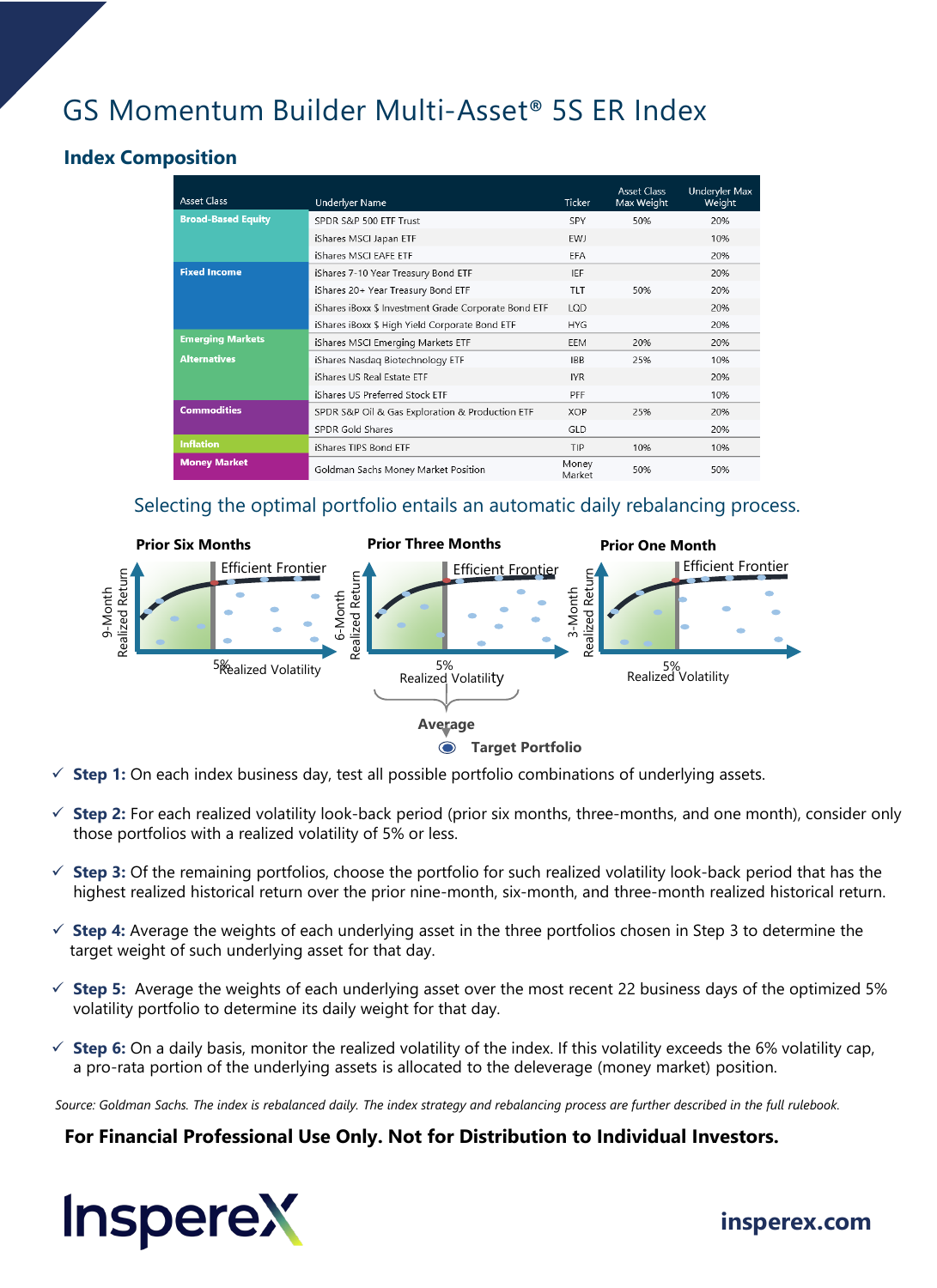# GS Momentum Builder Multi-Asset® 5S ER Index

## Index Composition

| Asset Class | Underlyer Name | Ticker | Asset Class Max Weight | Underlyer Max Weight |
|---|---|---|---|---|
| Broad-Based Equity | SPDR S&P 500 ETF Trust | SPY | 50% | 20% |
| | iShares MSCI Japan ETF | EWJ | | 10% |
| | iShares MSCI EAFE ETF | EFA | | 20% |
| Fixed Income | iShares 7-10 Year Treasury Bond ETF | IEF | | 20% |
| | iShares 20+ Year Treasury Bond ETF | TLT | 50% | 20% |
| | iShares iBoxx $ Investment Grade Corporate Bond ETF | LQD | | 20% |
| | iShares iBoxx $ High Yield Corporate Bond ETF | HYG | | 20% |
| Emerging Markets | iShares MSCI Emerging Markets ETF | EEM | 20% | 20% |
| Alternatives | iShares Nasdaq Biotechnology ETF | IBB | 25% | 10% |
| | iShares US Real Estate ETF | IYR | | 20% |
| | iShares US Preferred Stock ETF | PFF | | 10% |
| Commodities | SPDR S&P Oil & Gas Exploration & Production ETF | XOP | 25% | 20% |
| | SPDR Gold Shares | GLD | | 20% |
| Inflation | iShares TIPS Bond ETF | TIP | 10% | 10% |
| Money Market | Goldman Sachs Money Market Position | Money Market | 50% | 50% |

Selecting the optimal portfolio entails an automatic daily rebalancing process.

**Prior Six Months** — Efficient Frontier; 9-Month Realized Return; 5% Realized Volatility

**Prior Three Months** — Efficient Frontier; 6-Month Realized Return; 5% Realized Volatility

**Prior One Month** — Efficient Frontier; 3-Month Realized Return; 5% Realized Volatility

Average → **Target Portfolio**

- ✓ **Step 1:** On each index business day, test all possible portfolio combinations of underlying assets.
- ✓ **Step 2:** For each realized volatility look-back period (prior six months, three-months, and one month), consider only those portfolios with a realized volatility of 5% or less.
- ✓ **Step 3:** Of the remaining portfolios, choose the portfolio for such realized volatility look-back period that has the highest realized historical return over the prior nine-month, six-month, and three-month realized historical return.
- ✓ **Step 4:** Average the weights of each underlying asset in the three portfolios chosen in Step 3 to determine the target weight of such underlying asset for that day.
- ✓ **Step 5:** Average the weights of each underlying asset over the most recent 22 business days of the optimized 5% volatility portfolio to determine its daily weight for that day.
- ✓ **Step 6:** On a daily basis, monitor the realized volatility of the index. If this volatility exceeds the 6% volatility cap, a pro-rata portion of the underlying assets is allocated to the deleverage (money market) position.

*Source: Goldman Sachs. The index is rebalanced daily. The index strategy and rebalancing process are further described in the full rulebook.*

**For Financial Professional Use Only. Not for Distribution to Individual Investors.**

Insperex

insperex.com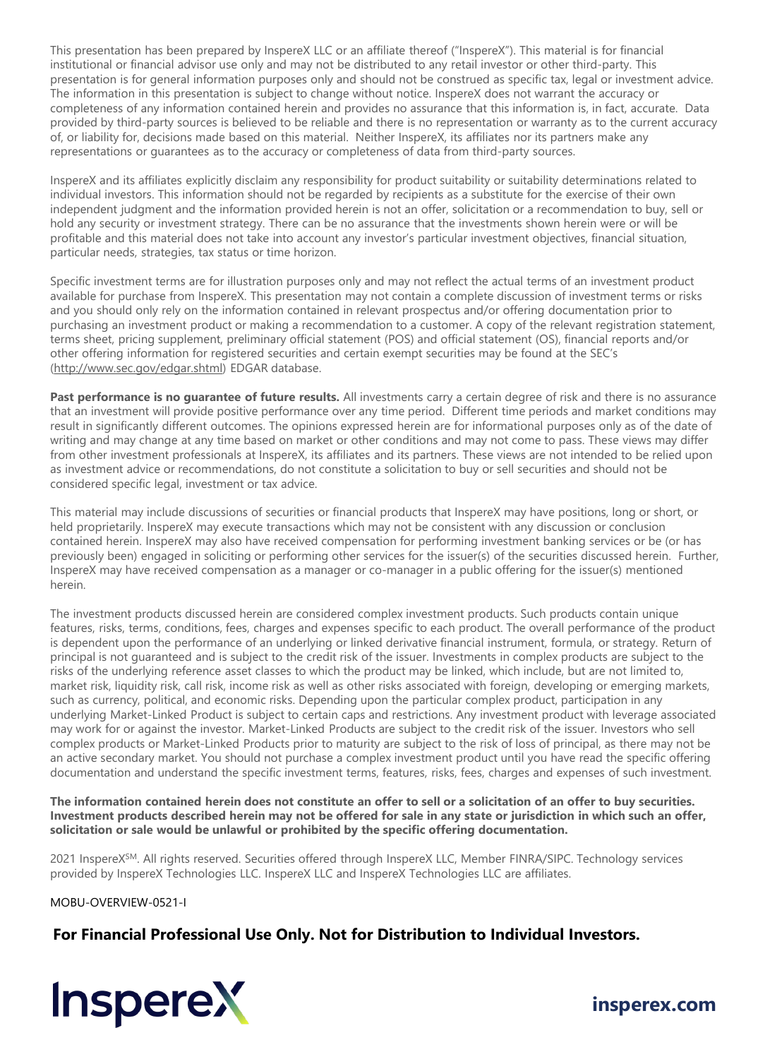This presentation has been prepared by InspereX LLC or an affiliate thereof ("InspereX"). This material is for financial institutional or financial advisor use only and may not be distributed to any retail investor or other third-party. This presentation is for general information purposes only and should not be construed as specific tax, legal or investment advice. The information in this presentation is subject to change without notice. InspereX does not warrant the accuracy or completeness of any information contained herein and provides no assurance that this information is, in fact, accurate. Data provided by third-party sources is believed to be reliable and there is no representation or warranty as to the current accuracy of, or liability for, decisions made based on this material. Neither InspereX, its affiliates nor its partners make any representations or guarantees as to the accuracy or completeness of data from third-party sources.

InspereX and its affiliates explicitly disclaim any responsibility for product suitability or suitability determinations related to individual investors. This information should not be regarded by recipients as a substitute for the exercise of their own independent judgment and the information provided herein is not an offer, solicitation or a recommendation to buy, sell or hold any security or investment strategy. There can be no assurance that the investments shown herein were or will be profitable and this material does not take into account any investor's particular investment objectives, financial situation, particular needs, strategies, tax status or time horizon.

Specific investment terms are for illustration purposes only and may not reflect the actual terms of an investment product available for purchase from InspereX. This presentation may not contain a complete discussion of investment terms or risks and you should only rely on the information contained in relevant prospectus and/or offering documentation prior to purchasing an investment product or making a recommendation to a customer. A copy of the relevant registration statement, terms sheet, pricing supplement, preliminary official statement (POS) and official statement (OS), financial reports and/or other offering information for registered securities and certain exempt securities may be found at the SEC's (http://www.sec.gov/edgar.shtml) EDGAR database.

**Past performance is no guarantee of future results.** All investments carry a certain degree of risk and there is no assurance that an investment will provide positive performance over any time period. Different time periods and market conditions may result in significantly different outcomes. The opinions expressed herein are for informational purposes only as of the date of writing and may change at any time based on market or other conditions and may not come to pass. These views may differ from other investment professionals at InspereX, its affiliates and its partners. These views are not intended to be relied upon as investment advice or recommendations, do not constitute a solicitation to buy or sell securities and should not be considered specific legal, investment or tax advice.

This material may include discussions of securities or financial products that InspereX may have positions, long or short, or held proprietarily. InspereX may execute transactions which may not be consistent with any discussion or conclusion contained herein. InspereX may also have received compensation for performing investment banking services or be (or has previously been) engaged in soliciting or performing other services for the issuer(s) of the securities discussed herein. Further, InspereX may have received compensation as a manager or co-manager in a public offering for the issuer(s) mentioned herein.

The investment products discussed herein are considered complex investment products. Such products contain unique features, risks, terms, conditions, fees, charges and expenses specific to each product. The overall performance of the product is dependent upon the performance of an underlying or linked derivative financial instrument, formula, or strategy. Return of principal is not guaranteed and is subject to the credit risk of the issuer. Investments in complex products are subject to the risks of the underlying reference asset classes to which the product may be linked, which include, but are not limited to, market risk, liquidity risk, call risk, income risk as well as other risks associated with foreign, developing or emerging markets, such as currency, political, and economic risks. Depending upon the particular complex product, participation in any underlying Market-Linked Product is subject to certain caps and restrictions. Any investment product with leverage associated may work for or against the investor. Market-Linked Products are subject to the credit risk of the issuer. Investors who sell complex products or Market-Linked Products prior to maturity are subject to the risk of loss of principal, as there may not be an active secondary market. You should not purchase a complex investment product until you have read the specific offering documentation and understand the specific investment terms, features, risks, fees, charges and expenses of such investment.

**The information contained herein does not constitute an offer to sell or a solicitation of an offer to buy securities. Investment products described herein may not be offered for sale in any state or jurisdiction in which such an offer, solicitation or sale would be unlawful or prohibited by the specific offering documentation.**

2021 InspereX[SM]. All rights reserved. Securities offered through InspereX LLC, Member FINRA/SIPC. Technology services provided by InspereX Technologies LLC. InspereX LLC and InspereX Technologies LLC are affiliates.

MOBU-OVERVIEW-0521-I

**For Financial Professional Use Only. Not for Distribution to Individual Investors.**

InspereX

**insperex.com**